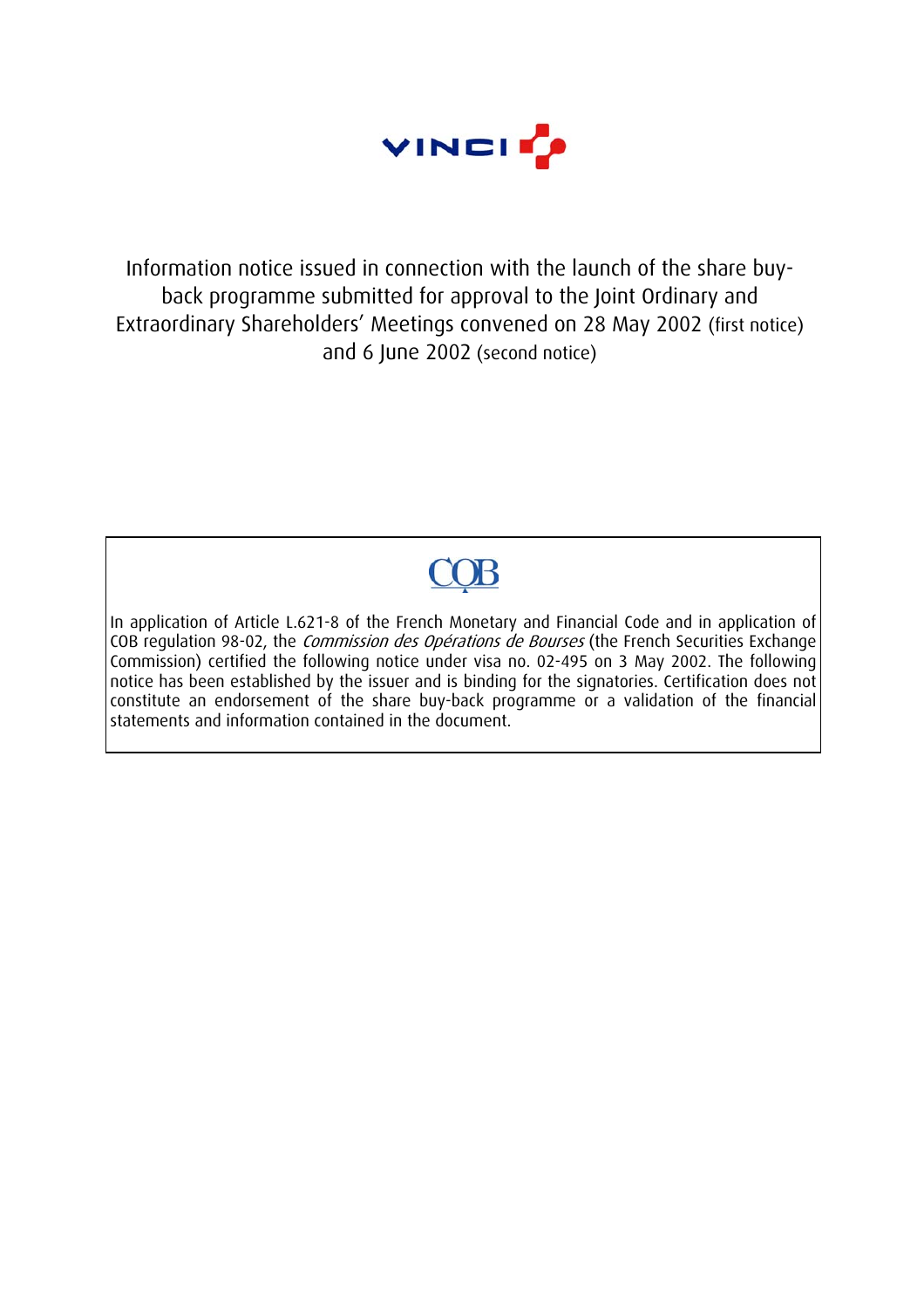VINCI

# Information notice issued in connection with the launch of the share buy-back programme submitted for approval to the Joint Ordinary and Extraordinary Shareholders' Meetings convened on 28 May 2002 (first notice) and 6 June 2002 (second notice)

COB

In application of Article L.621-8 of the French Monetary and Financial Code and in application of COB regulation 98-02, the *Commission des Opérations de Bourses* (the French Securities Exchange Commission) certified the following notice under visa no. 02-495 on 3 May 2002. The following notice has been established by the issuer and is binding for the signatories. Certification does not constitute an endorsement of the share buy-back programme or a validation of the financial statements and information contained in the document.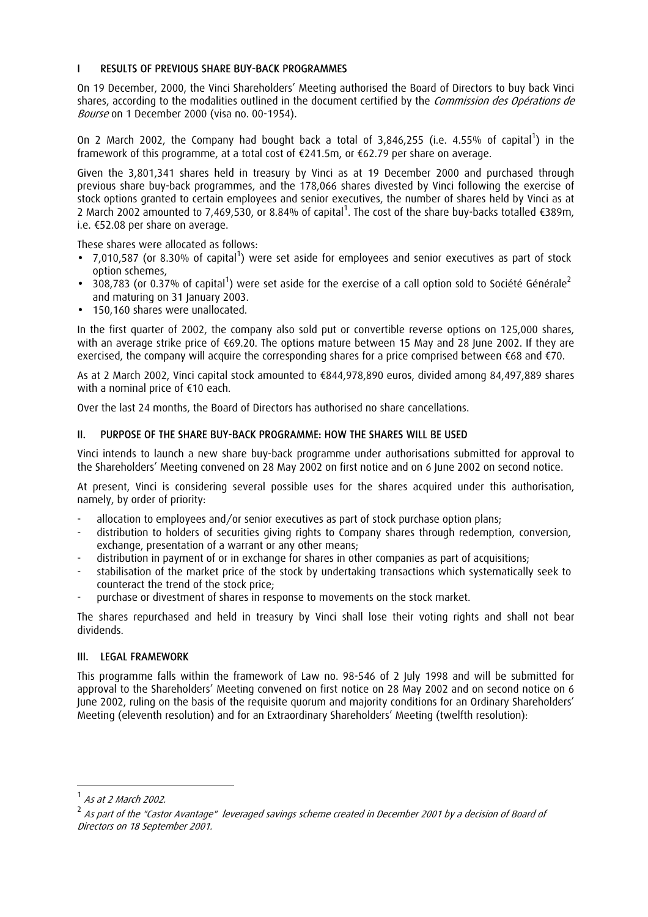## I RESULTS OF PREVIOUS SHARE BUY-BACK PROGRAMMES

On 19 December, 2000, the Vinci Shareholders' Meeting authorised the Board of Directors to buy back Vinci shares, according to the modalities outlined in the document certified by the *Commission des Opérations de Bourse* on 1 December 2000 (visa no. 00-1954).

On 2 March 2002, the Company had bought back a total of 3,846,255 (i.e. 4.55% of capital[1]) in the framework of this programme, at a total cost of €241.5m, or €62.79 per share on average.

Given the 3,801,341 shares held in treasury by Vinci as at 19 December 2000 and purchased through previous share buy-back programmes, and the 178,066 shares divested by Vinci following the exercise of stock options granted to certain employees and senior executives, the number of shares held by Vinci as at 2 March 2002 amounted to 7,469,530, or 8.84% of capital[1]. The cost of the share buy-backs totalled €389m, i.e. €52.08 per share on average.

These shares were allocated as follows:

- 7,010,587 (or 8.30% of capital[1]) were set aside for employees and senior executives as part of stock option schemes,
- 308,783 (or 0.37% of capital[1]) were set aside for the exercise of a call option sold to Société Générale[2] and maturing on 31 January 2003.
- 150,160 shares were unallocated.

In the first quarter of 2002, the company also sold put or convertible reverse options on 125,000 shares, with an average strike price of €69.20. The options mature between 15 May and 28 June 2002. If they are exercised, the company will acquire the corresponding shares for a price comprised between €68 and €70.

As at 2 March 2002, Vinci capital stock amounted to €844,978,890 euros, divided among 84,497,889 shares with a nominal price of €10 each.

Over the last 24 months, the Board of Directors has authorised no share cancellations.

## II. PURPOSE OF THE SHARE BUY-BACK PROGRAMME: HOW THE SHARES WILL BE USED

Vinci intends to launch a new share buy-back programme under authorisations submitted for approval to the Shareholders' Meeting convened on 28 May 2002 on first notice and on 6 June 2002 on second notice.

At present, Vinci is considering several possible uses for the shares acquired under this authorisation, namely, by order of priority:

- allocation to employees and/or senior executives as part of stock purchase option plans;
- distribution to holders of securities giving rights to Company shares through redemption, conversion, exchange, presentation of a warrant or any other means;
- distribution in payment of or in exchange for shares in other companies as part of acquisitions;
- stabilisation of the market price of the stock by undertaking transactions which systematically seek to counteract the trend of the stock price;
- purchase or divestment of shares in response to movements on the stock market.

The shares repurchased and held in treasury by Vinci shall lose their voting rights and shall not bear dividends.

## III. LEGAL FRAMEWORK

This programme falls within the framework of Law no. 98-546 of 2 July 1998 and will be submitted for approval to the Shareholders' Meeting convened on first notice on 28 May 2002 and on second notice on 6 June 2002, ruling on the basis of the requisite quorum and majority conditions for an Ordinary Shareholders' Meeting (eleventh resolution) and for an Extraordinary Shareholders' Meeting (twelfth resolution):

---

[1] *As at 2 March 2002.*

[2] *As part of the "Castor Avantage" leveraged savings scheme created in December 2001 by a decision of Board of Directors on 18 September 2001.*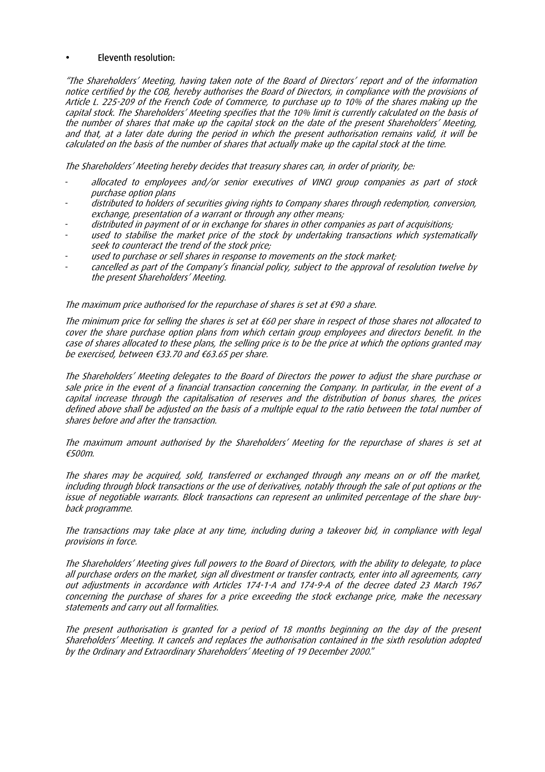- **Eleventh resolution:**

*"The Shareholders' Meeting, having taken note of the Board of Directors' report and of the information notice certified by the COB, hereby authorises the Board of Directors, in compliance with the provisions of Article L. 225-209 of the French Code of Commerce, to purchase up to 10% of the shares making up the capital stock. The Shareholders' Meeting specifies that the 10% limit is currently calculated on the basis of the number of shares that make up the capital stock on the date of the present Shareholders' Meeting, and that, at a later date during the period in which the present authorisation remains valid, it will be calculated on the basis of the number of shares that actually make up the capital stock at the time.*

*The Shareholders' Meeting hereby decides that treasury shares can, in order of priority, be:*

- *allocated to employees and/or senior executives of VINCI group companies as part of stock purchase option plans*
- *distributed to holders of securities giving rights to Company shares through redemption, conversion, exchange, presentation of a warrant or through any other means;*
- *distributed in payment of or in exchange for shares in other companies as part of acquisitions;*
- *used to stabilise the market price of the stock by undertaking transactions which systematically seek to counteract the trend of the stock price;*
- *used to purchase or sell shares in response to movements on the stock market;*
- *cancelled as part of the Company's financial policy, subject to the approval of resolution twelve by the present Shareholders' Meeting.*

*The maximum price authorised for the repurchase of shares is set at €90 a share.*

*The minimum price for selling the shares is set at €60 per share in respect of those shares not allocated to cover the share purchase option plans from which certain group employees and directors benefit. In the case of shares allocated to these plans, the selling price is to be the price at which the options granted may be exercised, between €33.70 and €63.65 per share.*

*The Shareholders' Meeting delegates to the Board of Directors the power to adjust the share purchase or sale price in the event of a financial transaction concerning the Company. In particular, in the event of a capital increase through the capitalisation of reserves and the distribution of bonus shares, the prices defined above shall be adjusted on the basis of a multiple equal to the ratio between the total number of shares before and after the transaction.*

*The maximum amount authorised by the Shareholders' Meeting for the repurchase of shares is set at €500m.*

*The shares may be acquired, sold, transferred or exchanged through any means on or off the market, including through block transactions or the use of derivatives, notably through the sale of put options or the issue of negotiable warrants. Block transactions can represent an unlimited percentage of the share buy-back programme.*

*The transactions may take place at any time, including during a takeover bid, in compliance with legal provisions in force.*

*The Shareholders' Meeting gives full powers to the Board of Directors, with the ability to delegate, to place all purchase orders on the market, sign all divestment or transfer contracts, enter into all agreements, carry out adjustments in accordance with Articles 174-1-A and 174-9-A of the decree dated 23 March 1967 concerning the purchase of shares for a price exceeding the stock exchange price, make the necessary statements and carry out all formalities.*

*The present authorisation is granted for a period of 18 months beginning on the day of the present Shareholders' Meeting. It cancels and replaces the authorisation contained in the sixth resolution adopted by the Ordinary and Extraordinary Shareholders' Meeting of 19 December 2000."*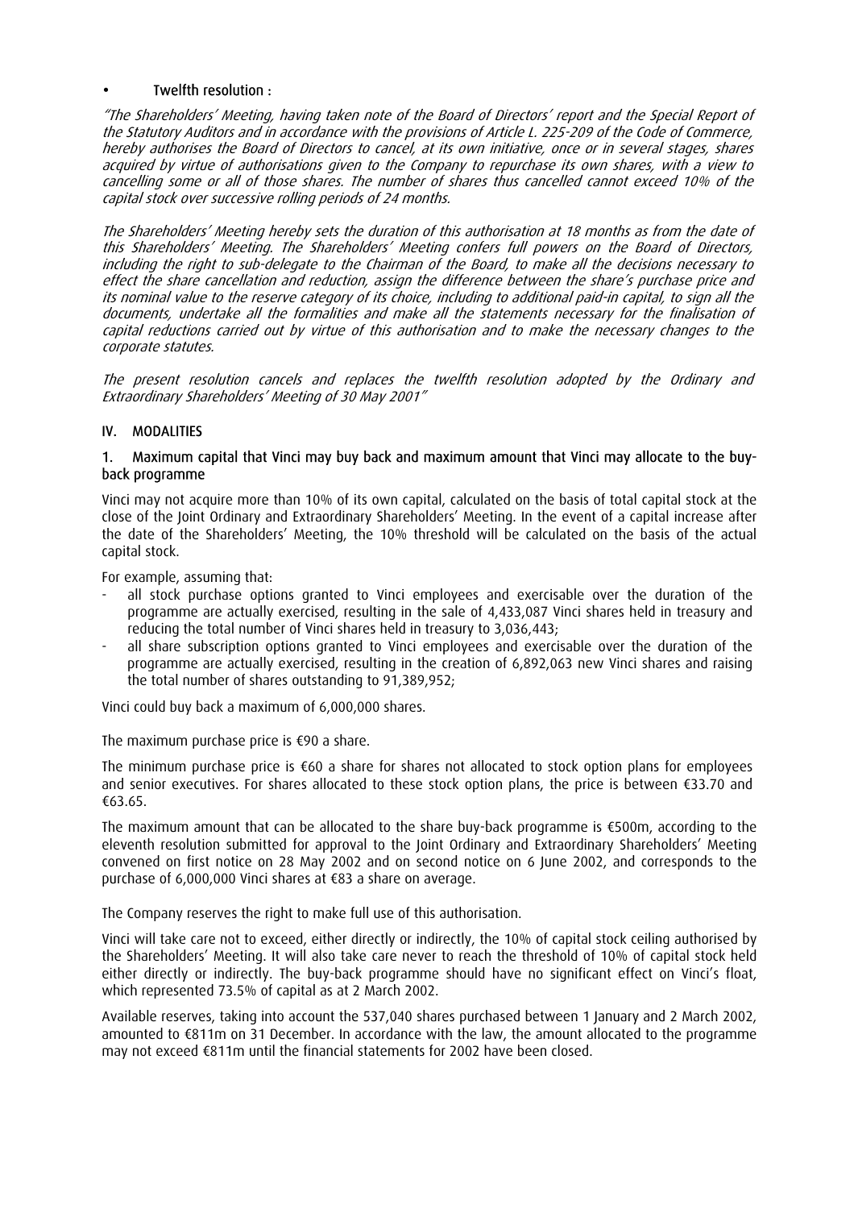- **Twelfth resolution :**

*"The Shareholders' Meeting, having taken note of the Board of Directors' report and the Special Report of the Statutory Auditors and in accordance with the provisions of Article L. 225-209 of the Code of Commerce, hereby authorises the Board of Directors to cancel, at its own initiative, once or in several stages, shares acquired by virtue of authorisations given to the Company to repurchase its own shares, with a view to cancelling some or all of those shares. The number of shares thus cancelled cannot exceed 10% of the capital stock over successive rolling periods of 24 months.*

*The Shareholders' Meeting hereby sets the duration of this authorisation at 18 months as from the date of this Shareholders' Meeting. The Shareholders' Meeting confers full powers on the Board of Directors, including the right to sub-delegate to the Chairman of the Board, to make all the decisions necessary to effect the share cancellation and reduction, assign the difference between the share's purchase price and its nominal value to the reserve category of its choice, including to additional paid-in capital, to sign all the documents, undertake all the formalities and make all the statements necessary for the finalisation of capital reductions carried out by virtue of this authorisation and to make the necessary changes to the corporate statutes.*

*The present resolution cancels and replaces the twelfth resolution adopted by the Ordinary and Extraordinary Shareholders' Meeting of 30 May 2001"*

## IV. MODALITIES

### 1. Maximum capital that Vinci may buy back and maximum amount that Vinci may allocate to the buy-back programme

Vinci may not acquire more than 10% of its own capital, calculated on the basis of total capital stock at the close of the Joint Ordinary and Extraordinary Shareholders' Meeting. In the event of a capital increase after the date of the Shareholders' Meeting, the 10% threshold will be calculated on the basis of the actual capital stock.

For example, assuming that:

- all stock purchase options granted to Vinci employees and exercisable over the duration of the programme are actually exercised, resulting in the sale of 4,433,087 Vinci shares held in treasury and reducing the total number of Vinci shares held in treasury to 3,036,443;
- all share subscription options granted to Vinci employees and exercisable over the duration of the programme are actually exercised, resulting in the creation of 6,892,063 new Vinci shares and raising the total number of shares outstanding to 91,389,952;

Vinci could buy back a maximum of 6,000,000 shares.

The maximum purchase price is €90 a share.

The minimum purchase price is €60 a share for shares not allocated to stock option plans for employees and senior executives. For shares allocated to these stock option plans, the price is between €33.70 and €63.65.

The maximum amount that can be allocated to the share buy-back programme is €500m, according to the eleventh resolution submitted for approval to the Joint Ordinary and Extraordinary Shareholders' Meeting convened on first notice on 28 May 2002 and on second notice on 6 June 2002, and corresponds to the purchase of 6,000,000 Vinci shares at €83 a share on average.

The Company reserves the right to make full use of this authorisation.

Vinci will take care not to exceed, either directly or indirectly, the 10% of capital stock ceiling authorised by the Shareholders' Meeting. It will also take care never to reach the threshold of 10% of capital stock held either directly or indirectly. The buy-back programme should have no significant effect on Vinci's float, which represented 73.5% of capital as at 2 March 2002.

Available reserves, taking into account the 537,040 shares purchased between 1 January and 2 March 2002, amounted to €811m on 31 December. In accordance with the law, the amount allocated to the programme may not exceed €811m until the financial statements for 2002 have been closed.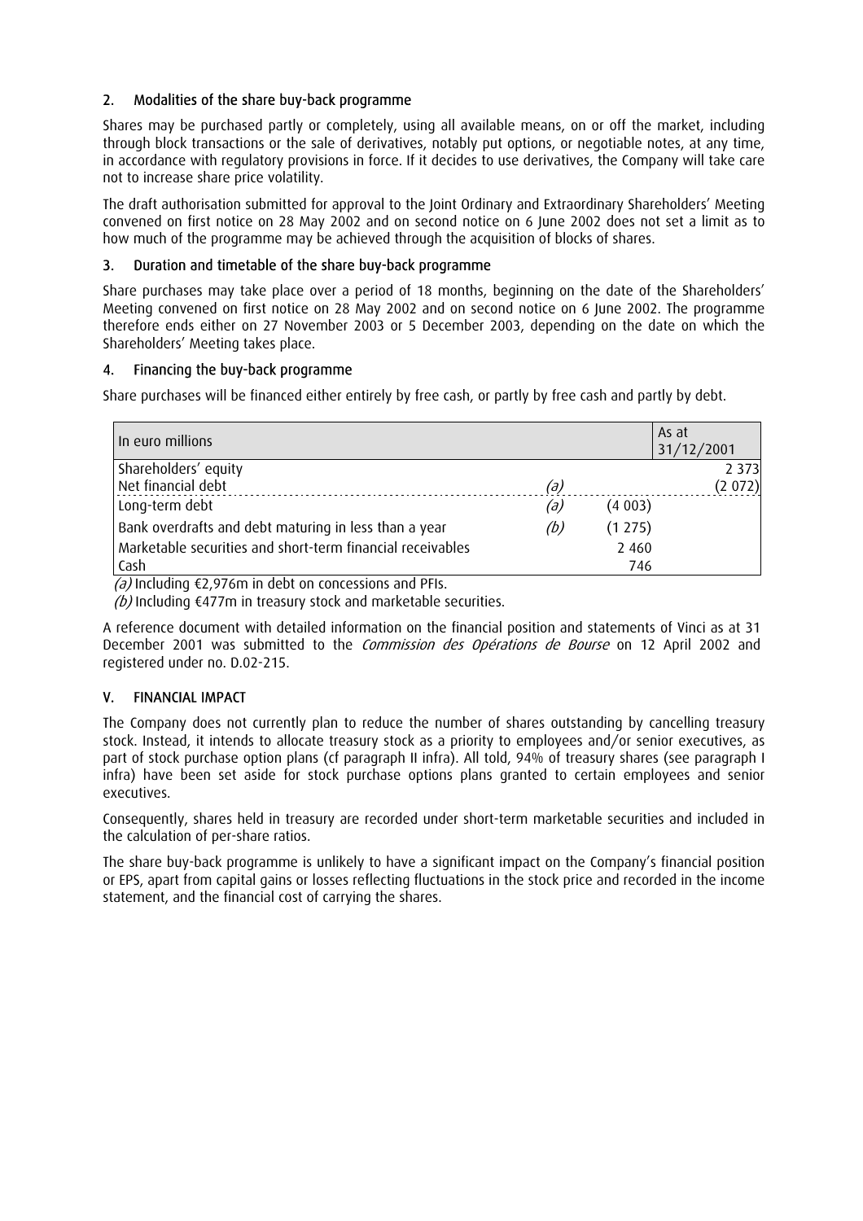## 2. Modalities of the share buy-back programme

Shares may be purchased partly or completely, using all available means, on or off the market, including through block transactions or the sale of derivatives, notably put options, or negotiable notes, at any time, in accordance with regulatory provisions in force. If it decides to use derivatives, the Company will take care not to increase share price volatility.

The draft authorisation submitted for approval to the Joint Ordinary and Extraordinary Shareholders' Meeting convened on first notice on 28 May 2002 and on second notice on 6 June 2002 does not set a limit as to how much of the programme may be achieved through the acquisition of blocks of shares.

## 3. Duration and timetable of the share buy-back programme

Share purchases may take place over a period of 18 months, beginning on the date of the Shareholders' Meeting convened on first notice on 28 May 2002 and on second notice on 6 June 2002. The programme therefore ends either on 27 November 2003 or 5 December 2003, depending on the date on which the Shareholders' Meeting takes place.

## 4. Financing the buy-back programme

Share purchases will be financed either entirely by free cash, or partly by free cash and partly by debt.

| In euro millions | | | As at 31/12/2001 |
|---|---|---|---|
| Shareholders' equity | | | 2 373 |
| Net financial debt | *(a)* | | (2 072) |
| Long-term debt | *(a)* | (4 003) | |
| Bank overdrafts and debt maturing in less than a year | *(b)* | (1 275) | |
| Marketable securities and short-term financial receivables | | 2 460 | |
| Cash | | 746 | |

*(a)* Including €2,976m in debt on concessions and PFIs.

*(b)* Including €477m in treasury stock and marketable securities.

A reference document with detailed information on the financial position and statements of Vinci as at 31 December 2001 was submitted to the *Commission des Opérations de Bourse* on 12 April 2002 and registered under no. D.02-215.

# V. FINANCIAL IMPACT

The Company does not currently plan to reduce the number of shares outstanding by cancelling treasury stock. Instead, it intends to allocate treasury stock as a priority to employees and/or senior executives, as part of stock purchase option plans (cf paragraph II infra). All told, 94% of treasury shares (see paragraph I infra) have been set aside for stock purchase options plans granted to certain employees and senior executives.

Consequently, shares held in treasury are recorded under short-term marketable securities and included in the calculation of per-share ratios.

The share buy-back programme is unlikely to have a significant impact on the Company's financial position or EPS, apart from capital gains or losses reflecting fluctuations in the stock price and recorded in the income statement, and the financial cost of carrying the shares.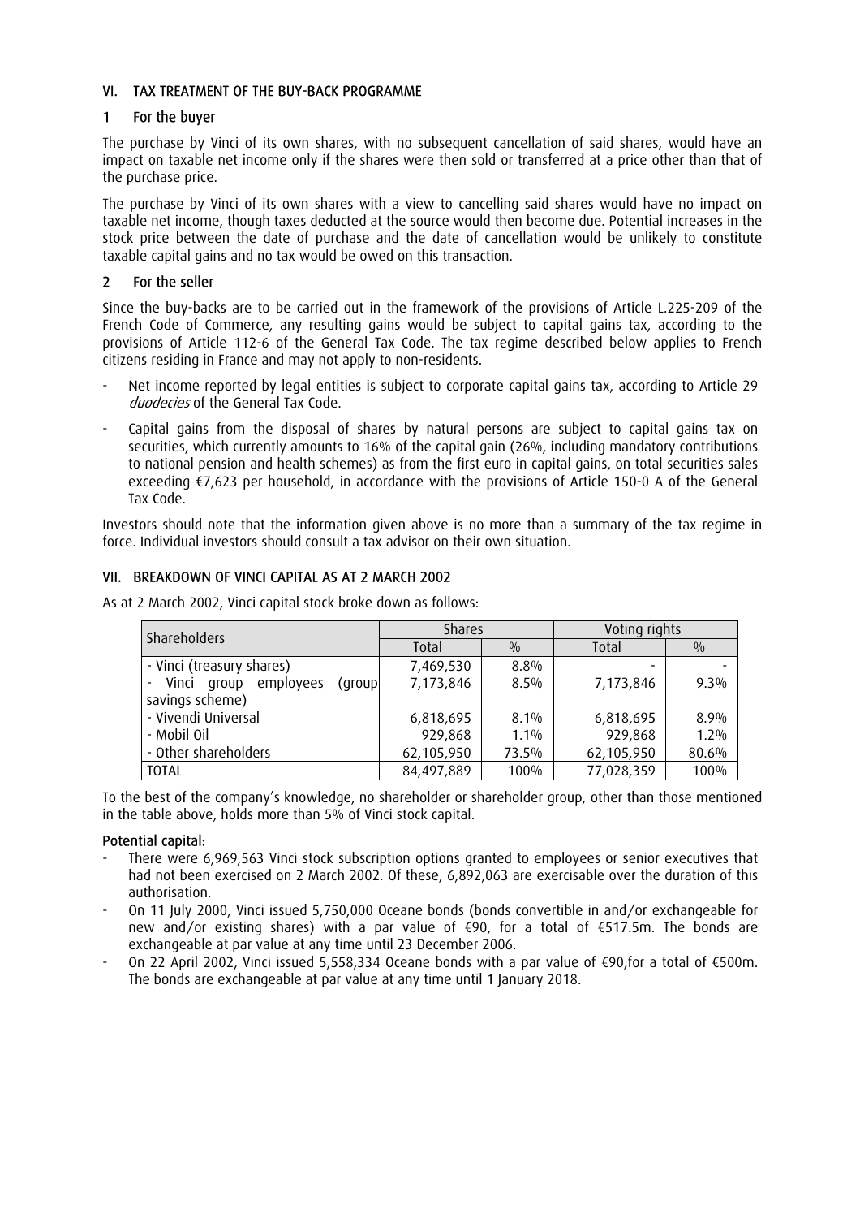## VI. TAX TREATMENT OF THE BUY-BACK PROGRAMME

### 1 For the buyer

The purchase by Vinci of its own shares, with no subsequent cancellation of said shares, would have an impact on taxable net income only if the shares were then sold or transferred at a price other than that of the purchase price.

The purchase by Vinci of its own shares with a view to cancelling said shares would have no impact on taxable net income, though taxes deducted at the source would then become due. Potential increases in the stock price between the date of purchase and the date of cancellation would be unlikely to constitute taxable capital gains and no tax would be owed on this transaction.

### 2 For the seller

Since the buy-backs are to be carried out in the framework of the provisions of Article L.225-209 of the French Code of Commerce, any resulting gains would be subject to capital gains tax, according to the provisions of Article 112-6 of the General Tax Code. The tax regime described below applies to French citizens residing in France and may not apply to non-residents.

- Net income reported by legal entities is subject to corporate capital gains tax, according to Article 29 *duodecies* of the General Tax Code.
- Capital gains from the disposal of shares by natural persons are subject to capital gains tax on securities, which currently amounts to 16% of the capital gain (26%, including mandatory contributions to national pension and health schemes) as from the first euro in capital gains, on total securities sales exceeding €7,623 per household, in accordance with the provisions of Article 150-0 A of the General Tax Code.

Investors should note that the information given above is no more than a summary of the tax regime in force. Individual investors should consult a tax advisor on their own situation.

## VII. BREAKDOWN OF VINCI CAPITAL AS AT 2 MARCH 2002

As at 2 March 2002, Vinci capital stock broke down as follows:

| Shareholders | Shares | | Voting rights | |
|---|---|---|---|---|
| | Total | % | Total | % |
| - Vinci (treasury shares) | 7,469,530 | 8.8% | - | - |
| - Vinci group employees (group savings scheme) | 7,173,846 | 8.5% | 7,173,846 | 9.3% |
| - Vivendi Universal | 6,818,695 | 8.1% | 6,818,695 | 8.9% |
| - Mobil Oil | 929,868 | 1.1% | 929,868 | 1.2% |
| - Other shareholders | 62,105,950 | 73.5% | 62,105,950 | 80.6% |
| TOTAL | 84,497,889 | 100% | 77,028,359 | 100% |

To the best of the company's knowledge, no shareholder or shareholder group, other than those mentioned in the table above, holds more than 5% of Vinci stock capital.

**Potential capital:**

- There were 6,969,563 Vinci stock subscription options granted to employees or senior executives that had not been exercised on 2 March 2002. Of these, 6,892,063 are exercisable over the duration of this authorisation.
- On 11 July 2000, Vinci issued 5,750,000 Oceane bonds (bonds convertible in and/or exchangeable for new and/or existing shares) with a par value of €90, for a total of €517.5m. The bonds are exchangeable at par value at any time until 23 December 2006.
- On 22 April 2002, Vinci issued 5,558,334 Oceane bonds with a par value of €90,for a total of €500m. The bonds are exchangeable at par value at any time until 1 January 2018.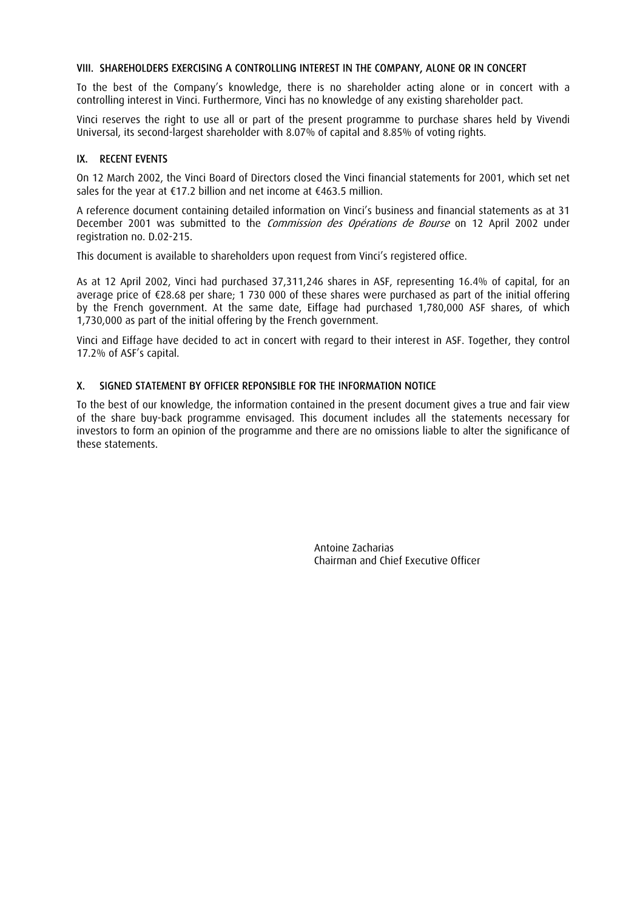## VIII. SHAREHOLDERS EXERCISING A CONTROLLING INTEREST IN THE COMPANY, ALONE OR IN CONCERT

To the best of the Company's knowledge, there is no shareholder acting alone or in concert with a controlling interest in Vinci. Furthermore, Vinci has no knowledge of any existing shareholder pact.

Vinci reserves the right to use all or part of the present programme to purchase shares held by Vivendi Universal, its second-largest shareholder with 8.07% of capital and 8.85% of voting rights.

## IX. RECENT EVENTS

On 12 March 2002, the Vinci Board of Directors closed the Vinci financial statements for 2001, which set net sales for the year at €17.2 billion and net income at €463.5 million.

A reference document containing detailed information on Vinci's business and financial statements as at 31 December 2001 was submitted to the *Commission des Opérations de Bourse* on 12 April 2002 under registration no. D.02-215.

This document is available to shareholders upon request from Vinci's registered office.

As at 12 April 2002, Vinci had purchased 37,311,246 shares in ASF, representing 16.4% of capital, for an average price of €28.68 per share; 1 730 000 of these shares were purchased as part of the initial offering by the French government. At the same date, Eiffage had purchased 1,780,000 ASF shares, of which 1,730,000 as part of the initial offering by the French government.

Vinci and Eiffage have decided to act in concert with regard to their interest in ASF. Together, they control 17.2% of ASF's capital.

## X. SIGNED STATEMENT BY OFFICER REPONSIBLE FOR THE INFORMATION NOTICE

To the best of our knowledge, the information contained in the present document gives a true and fair view of the share buy-back programme envisaged. This document includes all the statements necessary for investors to form an opinion of the programme and there are no omissions liable to alter the significance of these statements.

Antoine Zacharias
Chairman and Chief Executive Officer